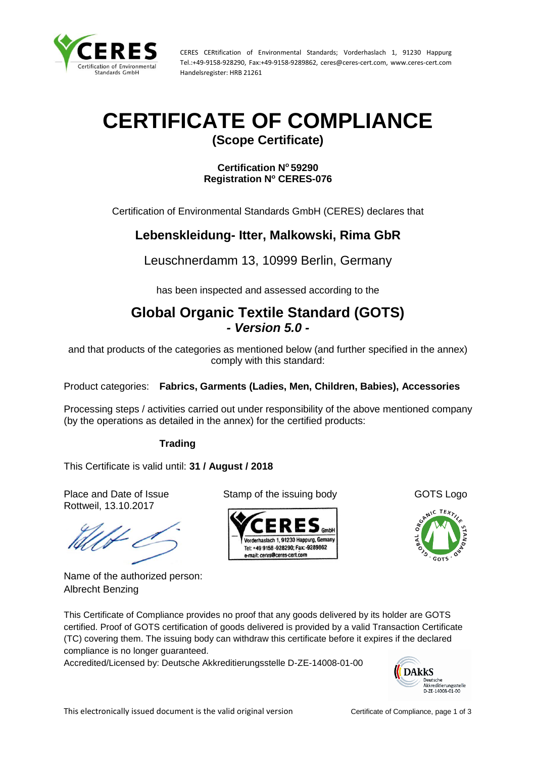CERES CERtification of Environmental Standards; Vorderhaslach 1, 91230 Happurg
Tel.:+49-9158-928290, Fax:+49-9158-9289862, ceres@ceres-cert.com, www.ceres-cert.com
Handelsregister: HRB 21261

# CERTIFICATE OF COMPLIANCE

## (Scope Certificate)

**Certification N° 59290**
**Registration N° CERES-076**

Certification of Environmental Standards GmbH (CERES) declares that

## Lebenskleidung- Itter, Malkowski, Rima GbR

Leuschnerdamm 13, 10999 Berlin, Germany

has been inspected and assessed according to the

## Global Organic Textile Standard (GOTS)
### *- Version 5.0 -*

and that products of the categories as mentioned below (and further specified in the annex) comply with this standard:

Product categories: **Fabrics, Garments (Ladies, Men, Children, Babies), Accessories**

Processing steps / activities carried out under responsibility of the above mentioned company (by the operations as detailed in the annex) for the certified products:

**Trading**

This Certificate is valid until: **31 / August / 2018**

Place and Date of Issue
Rottweil, 13.10.2017

Stamp of the issuing body

GOTS Logo

Name of the authorized person:
Albrecht Benzing

This Certificate of Compliance provides no proof that any goods delivered by its holder are GOTS certified. Proof of GOTS certification of goods delivered is provided by a valid Transaction Certificate (TC) covering them. The issuing body can withdraw this certificate before it expires if the declared compliance is no longer guaranteed.

Accredited/Licensed by: Deutsche Akkreditierungsstelle D-ZE-14008-01-00

This electronically issued document is the valid original version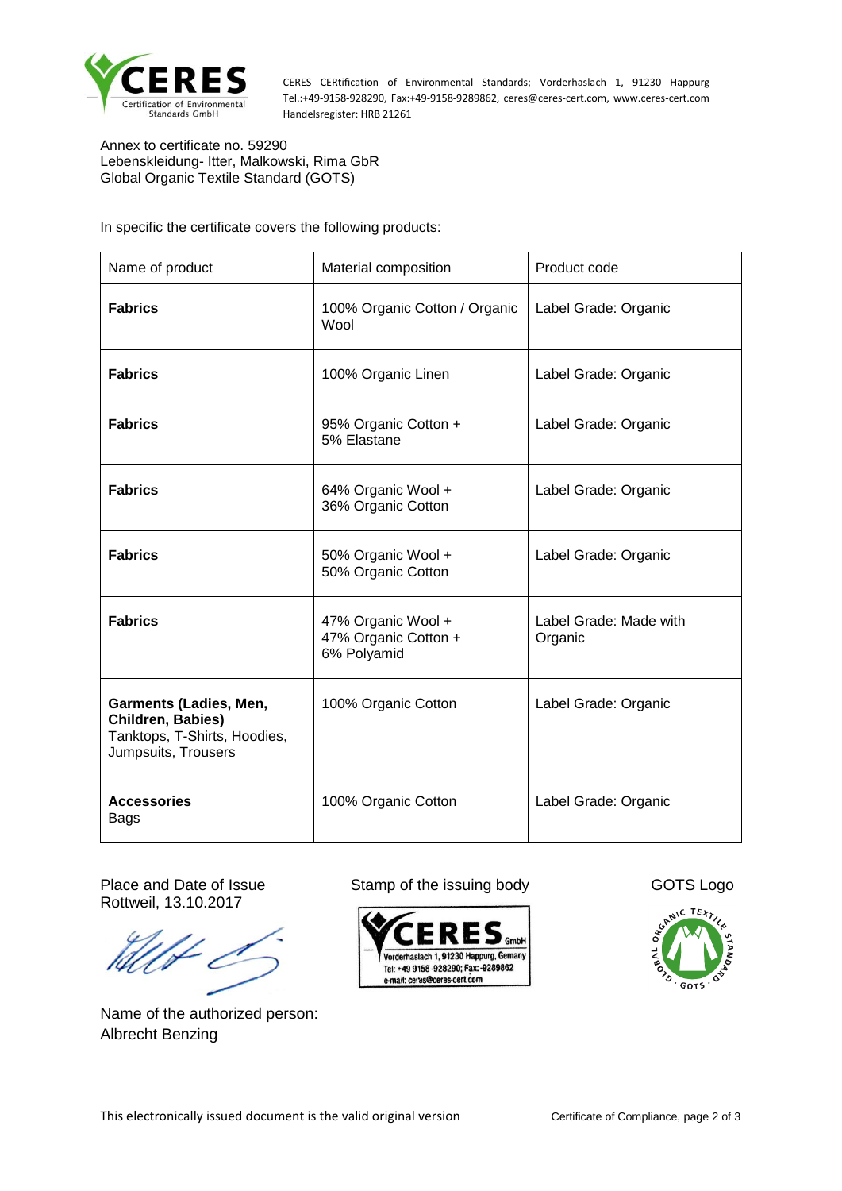CERES CERtification of Environmental Standards; Vorderhaslach 1, 91230 Happurg
Tel.:+49-9158-928290, Fax:+49-9158-9289862, ceres@ceres-cert.com, www.ceres-cert.com
Handelsregister: HRB 21261

Annex to certificate no. 59290
Lebenskleidung- Itter, Malkowski, Rima GbR
Global Organic Textile Standard (GOTS)

In specific the certificate covers the following products:

| Name of product | Material composition | Product code |
|---|---|---|
| **Fabrics** | 100% Organic Cotton / Organic Wool | Label Grade: Organic |
| **Fabrics** | 100% Organic Linen | Label Grade: Organic |
| **Fabrics** | 95% Organic Cotton + 5% Elastane | Label Grade: Organic |
| **Fabrics** | 64% Organic Wool + 36% Organic Cotton | Label Grade: Organic |
| **Fabrics** | 50% Organic Wool + 50% Organic Cotton | Label Grade: Organic |
| **Fabrics** | 47% Organic Wool + 47% Organic Cotton + 6% Polyamid | Label Grade: Made with Organic |
| **Garments (Ladies, Men, Children, Babies)** Tanktops, T-Shirts, Hoodies, Jumpsuits, Trousers | 100% Organic Cotton | Label Grade: Organic |
| **Accessories** Bags | 100% Organic Cotton | Label Grade: Organic |

Place and Date of Issue
Rottweil, 13.10.2017

Stamp of the issuing body

CERES GmbH
Vorderhaslach 1, 91230 Happurg, Gemany
Tel: +49 9158 -928290; Fax: -9289862
e-mail: ceres@ceres-cert.com

GOTS Logo

Name of the authorized person:
Albrecht Benzing

This electronically issued document is the valid original version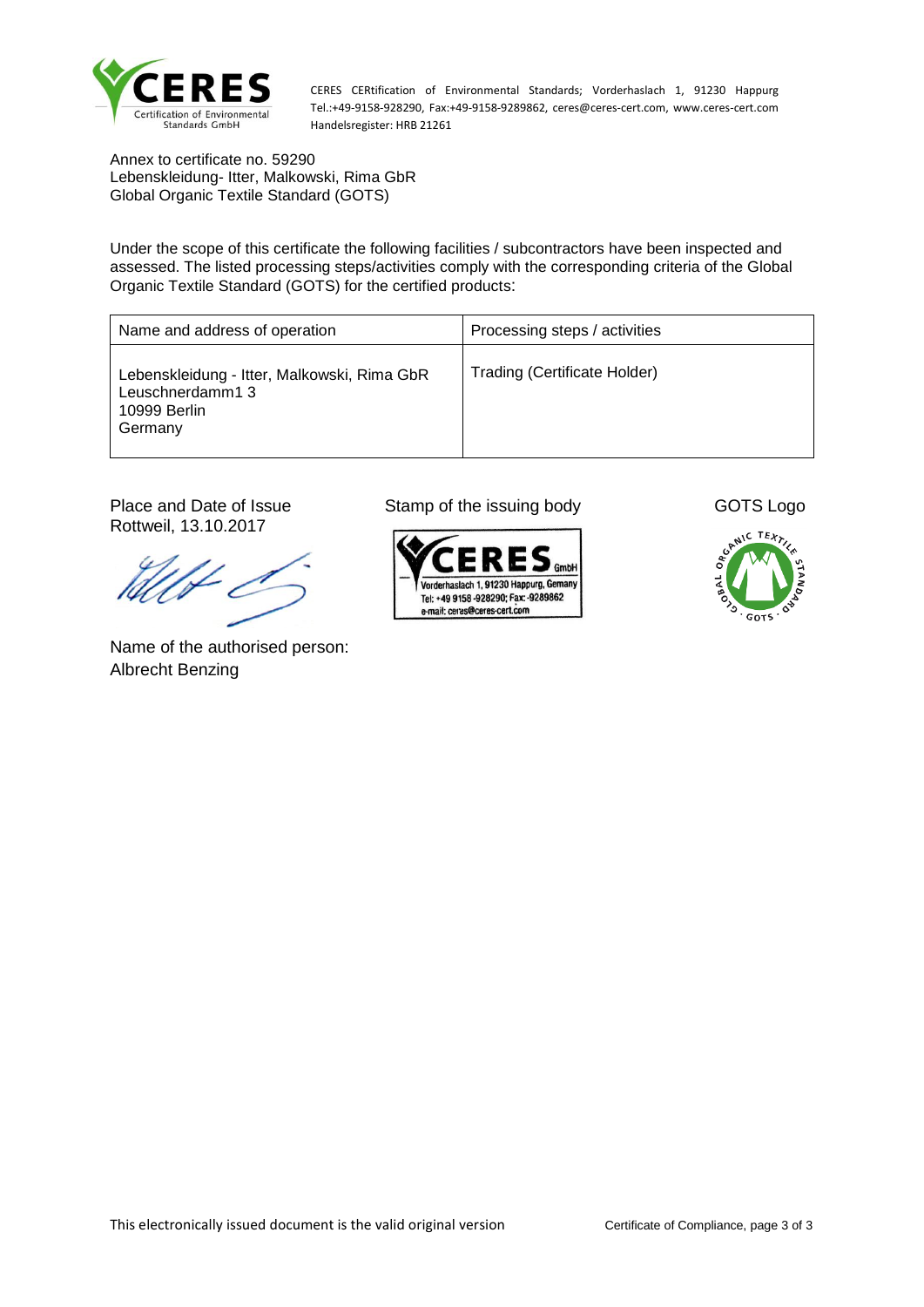CERES CERtification of Environmental Standards; Vorderhaslach 1, 91230 Happurg
Tel.:+49-9158-928290, Fax:+49-9158-9289862, ceres@ceres-cert.com, www.ceres-cert.com
Handelsregister: HRB 21261

Annex to certificate no. 59290
Lebenskleidung- Itter, Malkowski, Rima GbR
Global Organic Textile Standard (GOTS)

Under the scope of this certificate the following facilities / subcontractors have been inspected and assessed. The listed processing steps/activities comply with the corresponding criteria of the Global Organic Textile Standard (GOTS) for the certified products:

| Name and address of operation | Processing steps / activities |
|---|---|
| Lebenskleidung - Itter, Malkowski, Rima GbR<br>Leuschnerdamm1 3<br>10999 Berlin<br>Germany | Trading (Certificate Holder) |

Place and Date of Issue
Rottweil, 13.10.2017

Stamp of the issuing body

CERES GmbH
Vorderhaslach 1, 91230 Happurg, Gemany
Tel: +49 9158 -928290; Fax: -9289862
e-mail: ceres@ceres-cert.com

GOTS Logo

Name of the authorised person:
Albrecht Benzing

This electronically issued document is the valid original version

Certificate of Compliance